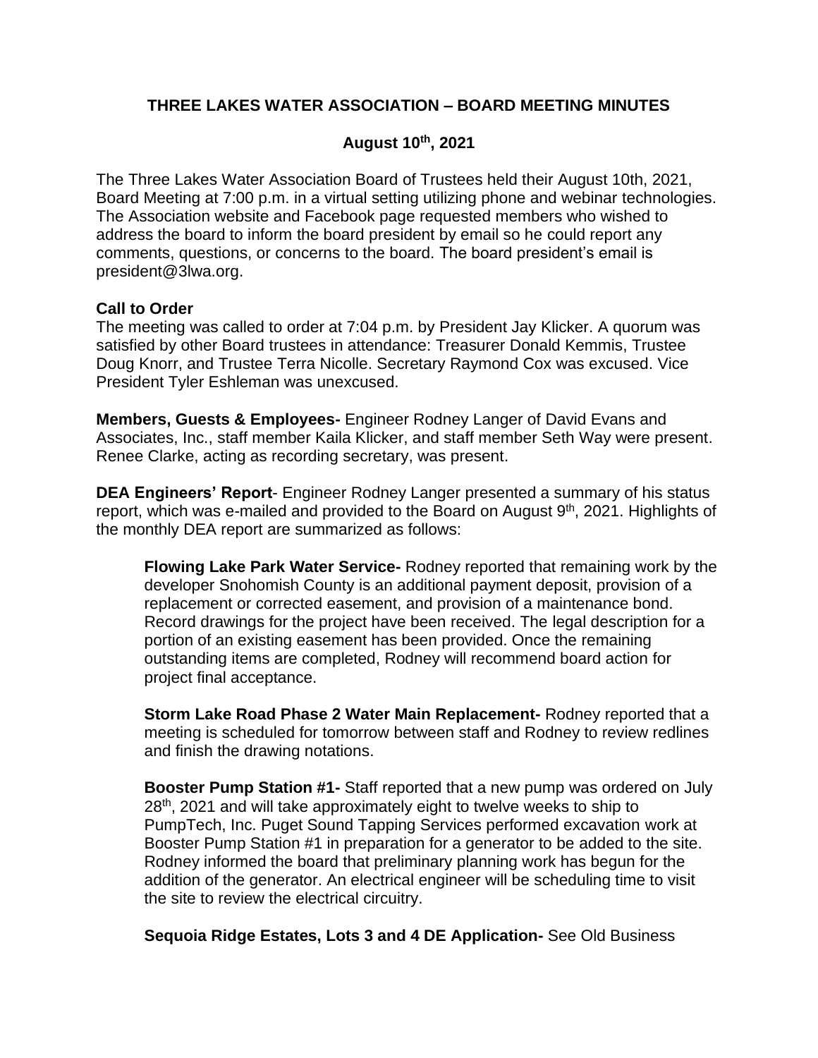# THREE LAKES WATER ASSOCIATION – BOARD MEETING MINUTES

## August 10th, 2021

The Three Lakes Water Association Board of Trustees held their August 10th, 2021, Board Meeting at 7:00 p.m. in a virtual setting utilizing phone and webinar technologies. The Association website and Facebook page requested members who wished to address the board to inform the board president by email so he could report any comments, questions, or concerns to the board. The board president's email is president@3lwa.org.

**Call to Order**
The meeting was called to order at 7:04 p.m. by President Jay Klicker. A quorum was satisfied by other Board trustees in attendance: Treasurer Donald Kemmis, Trustee Doug Knorr, and Trustee Terra Nicolle. Secretary Raymond Cox was excused. Vice President Tyler Eshleman was unexcused.

**Members, Guests & Employees-** Engineer Rodney Langer of David Evans and Associates, Inc., staff member Kaila Klicker, and staff member Seth Way were present. Renee Clarke, acting as recording secretary, was present.

**DEA Engineers' Report**- Engineer Rodney Langer presented a summary of his status report, which was e-mailed and provided to the Board on August 9th, 2021. Highlights of the monthly DEA report are summarized as follows:

> **Flowing Lake Park Water Service-** Rodney reported that remaining work by the developer Snohomish County is an additional payment deposit, provision of a replacement or corrected easement, and provision of a maintenance bond. Record drawings for the project have been received. The legal description for a portion of an existing easement has been provided. Once the remaining outstanding items are completed, Rodney will recommend board action for project final acceptance.
>
> **Storm Lake Road Phase 2 Water Main Replacement-** Rodney reported that a meeting is scheduled for tomorrow between staff and Rodney to review redlines and finish the drawing notations.
>
> **Booster Pump Station #1-** Staff reported that a new pump was ordered on July 28th, 2021 and will take approximately eight to twelve weeks to ship to PumpTech, Inc. Puget Sound Tapping Services performed excavation work at Booster Pump Station #1 in preparation for a generator to be added to the site. Rodney informed the board that preliminary planning work has begun for the addition of the generator. An electrical engineer will be scheduling time to visit the site to review the electrical circuitry.
>
> **Sequoia Ridge Estates, Lots 3 and 4 DE Application-** See Old Business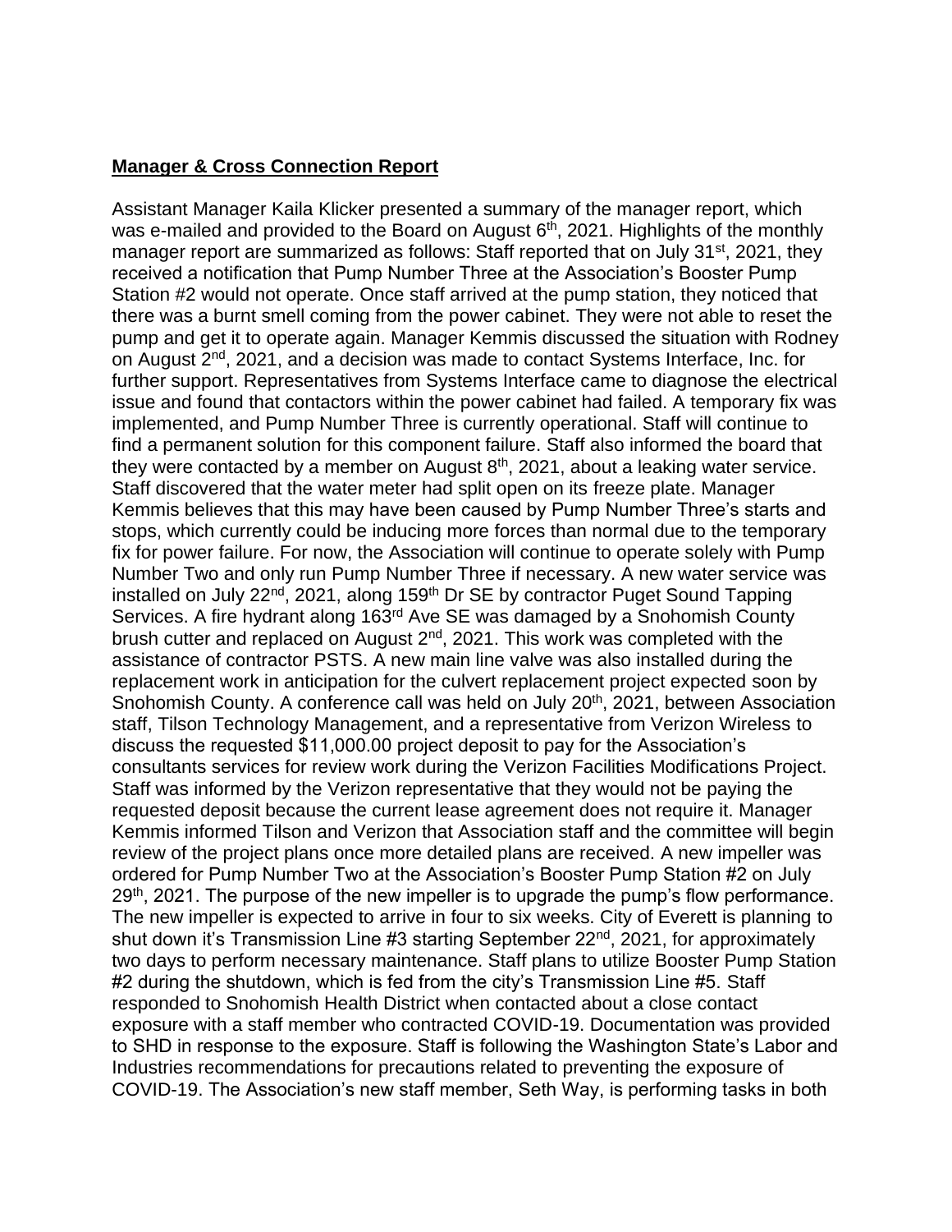**Manager & Cross Connection Report**

Assistant Manager Kaila Klicker presented a summary of the manager report, which was e-mailed and provided to the Board on August 6th, 2021. Highlights of the monthly manager report are summarized as follows: Staff reported that on July 31st, 2021, they received a notification that Pump Number Three at the Association's Booster Pump Station #2 would not operate. Once staff arrived at the pump station, they noticed that there was a burnt smell coming from the power cabinet. They were not able to reset the pump and get it to operate again. Manager Kemmis discussed the situation with Rodney on August 2nd, 2021, and a decision was made to contact Systems Interface, Inc. for further support. Representatives from Systems Interface came to diagnose the electrical issue and found that contactors within the power cabinet had failed. A temporary fix was implemented, and Pump Number Three is currently operational. Staff will continue to find a permanent solution for this component failure. Staff also informed the board that they were contacted by a member on August 8th, 2021, about a leaking water service. Staff discovered that the water meter had split open on its freeze plate. Manager Kemmis believes that this may have been caused by Pump Number Three's starts and stops, which currently could be inducing more forces than normal due to the temporary fix for power failure. For now, the Association will continue to operate solely with Pump Number Two and only run Pump Number Three if necessary. A new water service was installed on July 22nd, 2021, along 159th Dr SE by contractor Puget Sound Tapping Services. A fire hydrant along 163rd Ave SE was damaged by a Snohomish County brush cutter and replaced on August 2nd, 2021. This work was completed with the assistance of contractor PSTS. A new main line valve was also installed during the replacement work in anticipation for the culvert replacement project expected soon by Snohomish County. A conference call was held on July 20th, 2021, between Association staff, Tilson Technology Management, and a representative from Verizon Wireless to discuss the requested $11,000.00 project deposit to pay for the Association's consultants services for review work during the Verizon Facilities Modifications Project. Staff was informed by the Verizon representative that they would not be paying the requested deposit because the current lease agreement does not require it. Manager Kemmis informed Tilson and Verizon that Association staff and the committee will begin review of the project plans once more detailed plans are received. A new impeller was ordered for Pump Number Two at the Association's Booster Pump Station #2 on July 29th, 2021. The purpose of the new impeller is to upgrade the pump's flow performance. The new impeller is expected to arrive in four to six weeks. City of Everett is planning to shut down it's Transmission Line #3 starting September 22nd, 2021, for approximately two days to perform necessary maintenance. Staff plans to utilize Booster Pump Station #2 during the shutdown, which is fed from the city's Transmission Line #5. Staff responded to Snohomish Health District when contacted about a close contact exposure with a staff member who contracted COVID-19. Documentation was provided to SHD in response to the exposure. Staff is following the Washington State's Labor and Industries recommendations for precautions related to preventing the exposure of COVID-19. The Association's new staff member, Seth Way, is performing tasks in both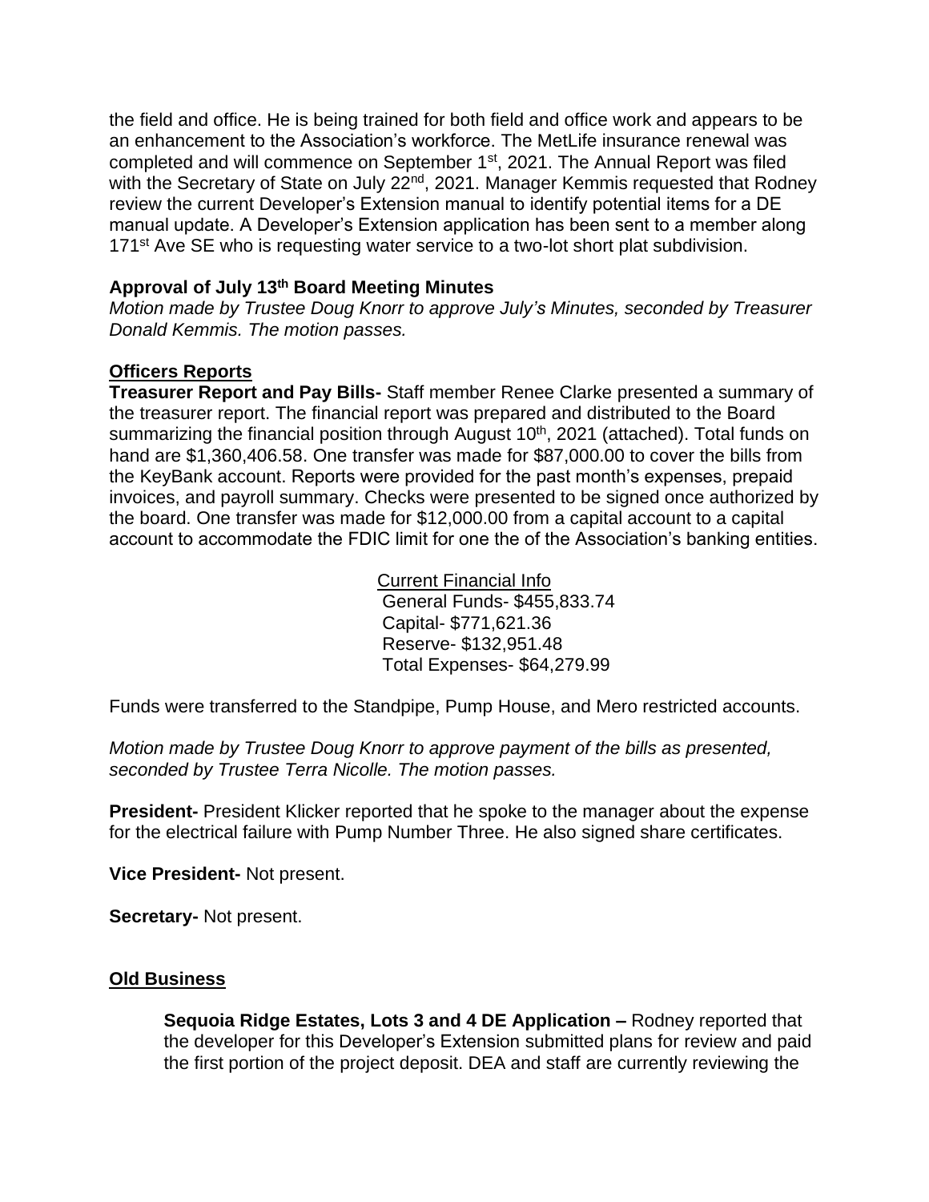the field and office. He is being trained for both field and office work and appears to be an enhancement to the Association's workforce. The MetLife insurance renewal was completed and will commence on September 1st, 2021. The Annual Report was filed with the Secretary of State on July 22nd, 2021. Manager Kemmis requested that Rodney review the current Developer's Extension manual to identify potential items for a DE manual update. A Developer's Extension application has been sent to a member along 171st Ave SE who is requesting water service to a two-lot short plat subdivision.

**Approval of July 13th Board Meeting Minutes**

*Motion made by Trustee Doug Knorr to approve July's Minutes, seconded by Treasurer Donald Kemmis. The motion passes.*

**Officers Reports**

**Treasurer Report and Pay Bills-** Staff member Renee Clarke presented a summary of the treasurer report. The financial report was prepared and distributed to the Board summarizing the financial position through August 10th, 2021 (attached). Total funds on hand are $1,360,406.58. One transfer was made for $87,000.00 to cover the bills from the KeyBank account. Reports were provided for the past month's expenses, prepaid invoices, and payroll summary. Checks were presented to be signed once authorized by the board. One transfer was made for $12,000.00 from a capital account to a capital account to accommodate the FDIC limit for one the of the Association's banking entities.

Current Financial Info
General Funds- $455,833.74
Capital- $771,621.36
Reserve- $132,951.48
Total Expenses- $64,279.99

Funds were transferred to the Standpipe, Pump House, and Mero restricted accounts.

*Motion made by Trustee Doug Knorr to approve payment of the bills as presented, seconded by Trustee Terra Nicolle. The motion passes.*

**President-** President Klicker reported that he spoke to the manager about the expense for the electrical failure with Pump Number Three. He also signed share certificates.

**Vice President-** Not present.

**Secretary-** Not present.

**Old Business**

**Sequoia Ridge Estates, Lots 3 and 4 DE Application –** Rodney reported that the developer for this Developer's Extension submitted plans for review and paid the first portion of the project deposit. DEA and staff are currently reviewing the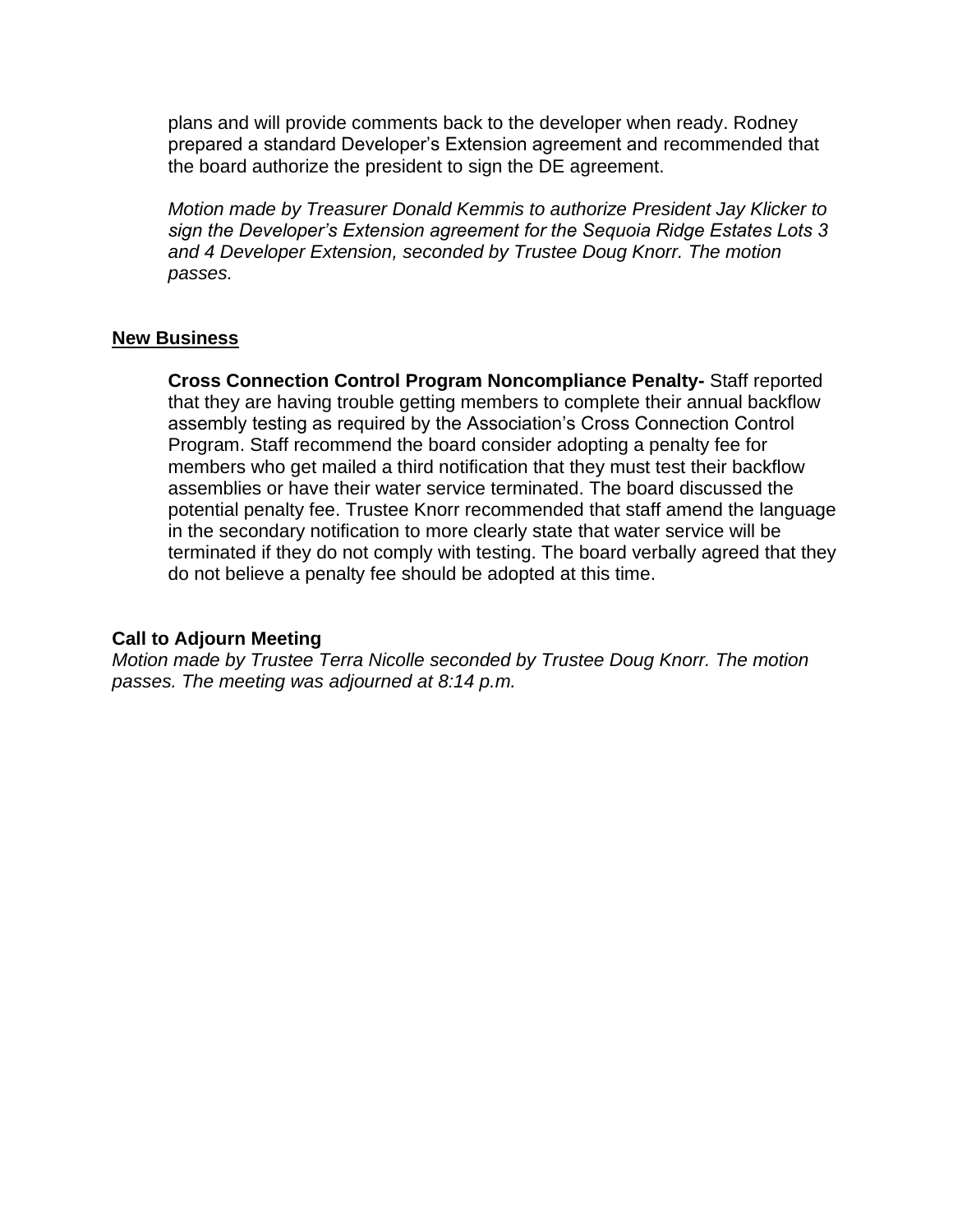plans and will provide comments back to the developer when ready. Rodney prepared a standard Developer's Extension agreement and recommended that the board authorize the president to sign the DE agreement.

*Motion made by Treasurer Donald Kemmis to authorize President Jay Klicker to sign the Developer's Extension agreement for the Sequoia Ridge Estates Lots 3 and 4 Developer Extension, seconded by Trustee Doug Knorr. The motion passes.*

## New Business

**Cross Connection Control Program Noncompliance Penalty-** Staff reported that they are having trouble getting members to complete their annual backflow assembly testing as required by the Association's Cross Connection Control Program. Staff recommend the board consider adopting a penalty fee for members who get mailed a third notification that they must test their backflow assemblies or have their water service terminated. The board discussed the potential penalty fee. Trustee Knorr recommended that staff amend the language in the secondary notification to more clearly state that water service will be terminated if they do not comply with testing. The board verbally agreed that they do not believe a penalty fee should be adopted at this time.

**Call to Adjourn Meeting**

*Motion made by Trustee Terra Nicolle seconded by Trustee Doug Knorr. The motion passes. The meeting was adjourned at 8:14 p.m.*